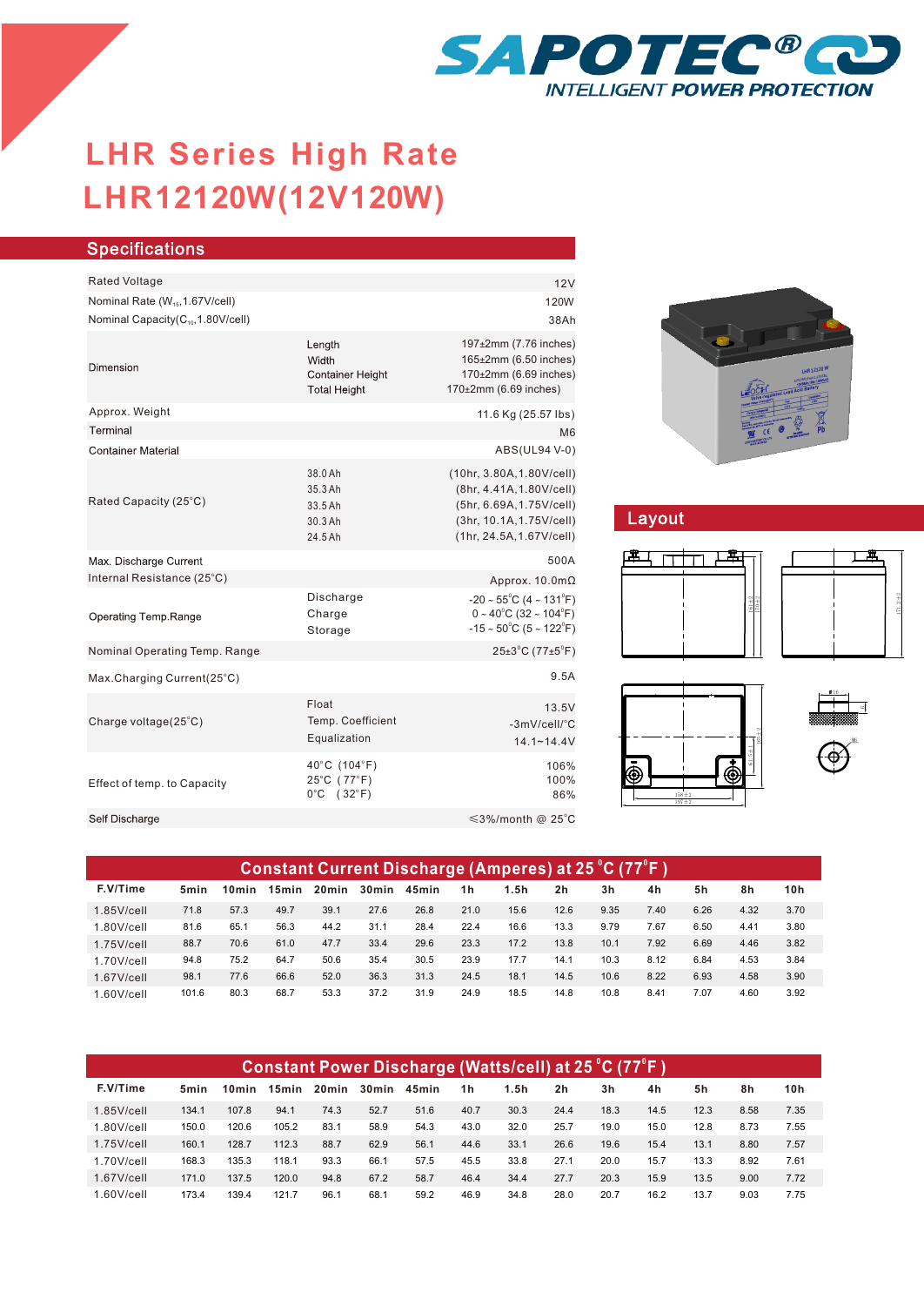SAPOTEC®
INTELLIGENT POWER PROTECTION

# LHR Series High Rate
# LHR12120W(12V120W)

## Specifications

| | | |
|---|---|---|
| Rated Voltage | | 12V |
| Nominal Rate ($W_{15}$,1.67V/cell) | | 120W |
| Nominal Capacity($C_{10}$,1.80V/cell) | | 38Ah |
| Dimension | Length<br>Width<br>Container Height<br>Total Height | 197±2mm (7.76 inches)<br>165±2mm (6.50 inches)<br>170±2mm (6.69 inches)<br>170±2mm (6.69 inches) |
| Approx. Weight | | 11.6 Kg (25.57 lbs) |
| Terminal | | M6 |
| Container Material | | ABS(UL94 V-0) |
| Rated Capacity (25°C) | 38.0Ah<br>35.3Ah<br>33.5Ah<br>30.3Ah<br>24.5Ah | (10hr, 3.80A,1.80V/cell)<br>(8hr, 4.41A,1.80V/cell)<br>(5hr, 6.69A,1.75V/cell)<br>(3hr, 10.1A,1.75V/cell)<br>(1hr, 24.5A,1.67V/cell) |
| Max. Discharge Current | | 500A |
| Internal Resistance (25°C) | | Approx. 10.0mΩ |
| Operating Temp.Range | Discharge<br>Charge<br>Storage | -20 ~ 55°C (4 ~ 131°F)<br>0 ~ 40°C (32 ~ 104°F)<br>-15 ~ 50°C (5 ~ 122°F) |
| Nominal Operating Temp. Range | | 25±3°C (77±5°F) |
| Max.Charging Current(25°C) | | 9.5A |
| Charge voltage(25°C) | Float<br>Temp. Coefficient<br>Equalization | 13.5V<br>-3mV/cell/°C<br>14.1~14.4V |
| Effect of temp. to Capacity | 40°C (104°F)<br>25°C (77°F)<br>0°C (32°F) | 106%<br>100%<br>86% |
| Self Discharge | | ≤3%/month @ 25°C |

## Layout

## Constant Current Discharge (Amperes) at 25°C (77°F)

| F.V/Time | 5min | 10min | 15min | 20min | 30min | 45min | 1h | 1.5h | 2h | 3h | 4h | 5h | 8h | 10h |
|---|---|---|---|---|---|---|---|---|---|---|---|---|---|---|
| 1.85V/cell | 71.8 | 57.3 | 49.7 | 39.1 | 27.6 | 26.8 | 21.0 | 15.6 | 12.6 | 9.35 | 7.40 | 6.26 | 4.32 | 3.70 |
| 1.80V/cell | 81.6 | 65.1 | 56.3 | 44.2 | 31.1 | 28.4 | 22.4 | 16.6 | 13.3 | 9.79 | 7.67 | 6.50 | 4.41 | 3.80 |
| 1.75V/cell | 88.7 | 70.6 | 61.0 | 47.7 | 33.4 | 29.6 | 23.3 | 17.2 | 13.8 | 10.1 | 7.92 | 6.69 | 4.46 | 3.82 |
| 1.70V/cell | 94.8 | 75.2 | 64.7 | 50.6 | 35.4 | 30.5 | 23.9 | 17.7 | 14.1 | 10.3 | 8.12 | 6.84 | 4.53 | 3.84 |
| 1.67V/cell | 98.1 | 77.6 | 66.6 | 52.0 | 36.3 | 31.3 | 24.5 | 18.1 | 14.5 | 10.6 | 8.22 | 6.93 | 4.58 | 3.90 |
| 1.60V/cell | 101.6 | 80.3 | 68.7 | 53.3 | 37.2 | 31.9 | 24.9 | 18.5 | 14.8 | 10.8 | 8.41 | 7.07 | 4.60 | 3.92 |

## Constant Power Discharge (Watts/cell) at 25°C (77°F)

| F.V/Time | 5min | 10min | 15min | 20min | 30min | 45min | 1h | 1.5h | 2h | 3h | 4h | 5h | 8h | 10h |
|---|---|---|---|---|---|---|---|---|---|---|---|---|---|---|
| 1.85V/cell | 134.1 | 107.8 | 94.1 | 74.3 | 52.7 | 51.6 | 40.7 | 30.3 | 24.4 | 18.3 | 14.5 | 12.3 | 8.58 | 7.35 |
| 1.80V/cell | 150.0 | 120.6 | 105.2 | 83.1 | 58.9 | 54.3 | 43.0 | 32.0 | 25.7 | 19.0 | 15.0 | 12.8 | 8.73 | 7.55 |
| 1.75V/cell | 160.1 | 128.7 | 112.3 | 88.7 | 62.9 | 56.1 | 44.6 | 33.1 | 26.6 | 19.6 | 15.4 | 13.1 | 8.80 | 7.57 |
| 1.70V/cell | 168.3 | 135.3 | 118.1 | 93.3 | 66.1 | 57.5 | 45.5 | 33.8 | 27.1 | 20.0 | 15.7 | 13.3 | 8.92 | 7.61 |
| 1.67V/cell | 171.0 | 137.5 | 120.0 | 94.8 | 67.2 | 58.7 | 46.4 | 34.4 | 27.7 | 20.3 | 15.9 | 13.5 | 9.00 | 7.72 |
| 1.60V/cell | 173.4 | 139.4 | 121.7 | 96.1 | 68.1 | 59.2 | 46.9 | 34.8 | 28.0 | 20.7 | 16.2 | 13.7 | 9.03 | 7.75 |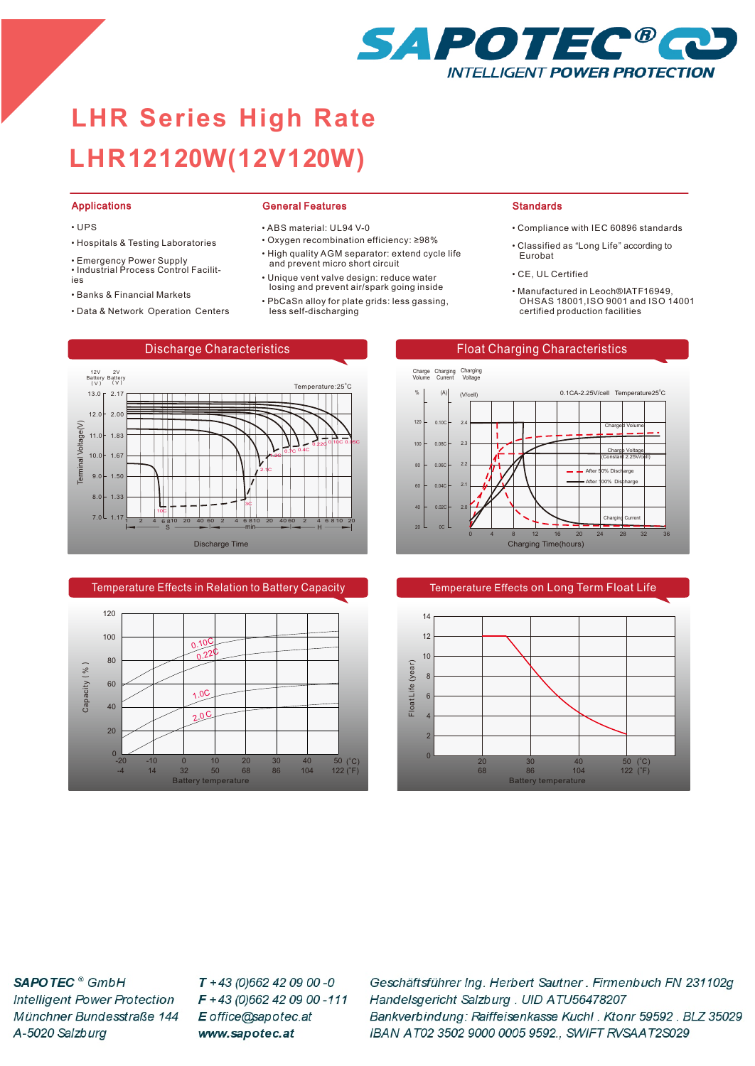# LHR Series High Rate

# LHR12120W(12V120W)

## Applications

- UPS
- Hospitals & Testing Laboratories
- Emergency Power Supply
- Industrial Process Control Facilities
- Banks & Financial Markets
- Data & Network Operation Centers

## General Features

- ABS material: UL94 V-0
- Oxygen recombination efficiency: ≥98%
- High quality AGM separator: extend cycle life and prevent micro short circuit
- Unique vent valve design: reduce water losing and prevent air/spark going inside
- PbCaSn alloy for plate grids: less gassing, less self-discharging

## Standards

- Compliance with IEC 60896 standards
- Classified as "Long Life" according to Eurobat
- CE, UL Certified
- Manufactured in Leoch®IATF16949, OHSAS 18001,ISO 9001 and ISO 14001 certified production facilities

## Discharge Characteristics

12V Battery (V)
2V Battery (V)
Temperature:25°C
Terminal Voltage(V)
13.0 2.17
12.0 2.00
11.0 1.83
10.0 1.67
9.0 1.50
8.0 1.33
7.0 1.17
10C
3C
2.1C
1.3C
0.7C 0.4C
0.22C
0.10C 0.05C
1 2 4 6 8 10 20 40 60 2 4 6 8 10 20 40 60 2 4 6 8 10 20
S
min
H
Discharge Time

## Float Charging Characteristics

Charge Volume %
Charging Current (A)
Charging Voltage (V/cell)
0.1CA-2.25V/cell Temperature25°C
120 0.10C 2.4
100 0.08C 2.3
80 0.06C 2.2
60 0.04C 2.1
40 0.02C 2.0
20 0C
Charged Volume
Charge Voltage (Constant 2.25V/cell)
After 50% Discharge
After 100% Discharge
Charging Current
0 4 8 12 16 20 24 28 32 36
Charging Time(hours)

## Temperature Effects in Relation to Battery Capacity

Capacity ( % )
120
100
80
60
40
20
0
0.10C
0.22C
1.0C
2.0C
-20 -10 0 10 20 30 40 50 (°C)
-4 14 32 50 68 86 104 122 (°F)
Battery temperature

## Temperature Effects on Long Term Float Life

Float Life (year)
14
12
10
8
6
4
2
0
20 30 40 50 (°C)
68 86 104 122 (°F)
Battery temperature

*SAPOTEC® GmbH*
*Intelligent Power Protection*
*Münchner Bundesstraße 144*
*A-5020 Salzburg*

*T +43 (0)662 42 09 00 -0*
*F +43 (0)662 42 09 00 -111*
*E office@sapotec.at*
*www.sapotec.at*

*Geschäftsführer Ing. Herbert Sautner . Firmenbuch FN 231102g*
*Handelsgericht Salzburg . UID ATU56478207*
*Bankverbindung: Raiffeisenkasse Kuchl . Ktonr 59592 . BLZ 35029*
*IBAN AT02 3502 9000 0005 9592., SWIFT RVSAAT2S029*